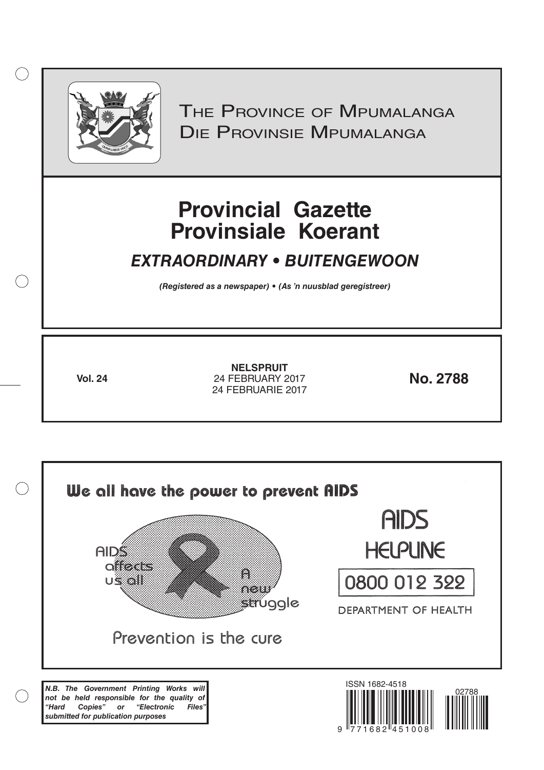# The Province of Mpumalanga
# Die Provinsie Mpumalanga

# Provincial Gazette
# Provinsiale Koerant

## *EXTRAORDINARY • BUITENGEWOON*

***(Registered as a newspaper) • (As 'n nuusblad geregistreer)***

**Vol. 24**

**NELSPRUIT**
24 FEBRUARY 2017
24 FEBRUARIE 2017

**No. 2788**

**We all have the power to prevent AIDS**

AIDS affects us all

A new struggle

Prevention is the cure

AIDS HELPLINE

0800 012 322

DEPARTMENT OF HEALTH

***N.B. The Government Printing Works will not be held responsible for the quality of "Hard Copies" or "Electronic Files" submitted for publication purposes***

ISSN 1682-4518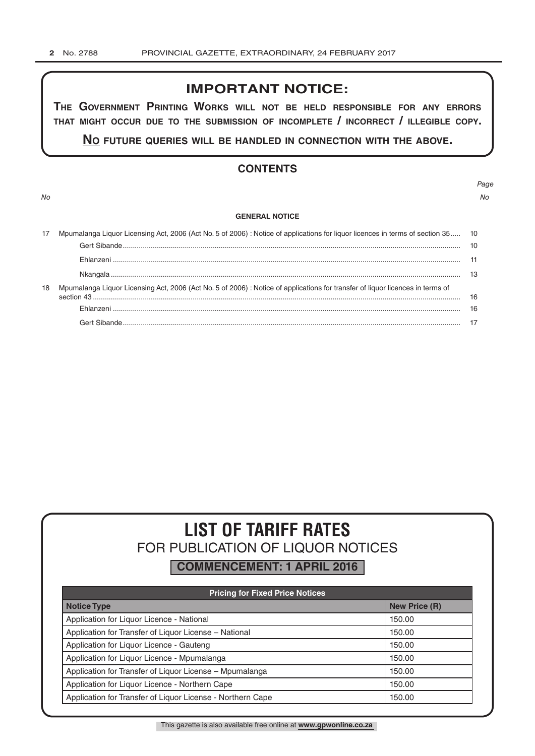## IMPORTANT NOTICE:

**THE GOVERNMENT PRINTING WORKS WILL NOT BE HELD RESPONSIBLE FOR ANY ERRORS THAT MIGHT OCCUR DUE TO THE SUBMISSION OF INCOMPLETE / INCORRECT / ILLEGIBLE COPY.**

**NO FUTURE QUERIES WILL BE HANDLED IN CONNECTION WITH THE ABOVE.**

## CONTENTS

| No | | Page No |
|---|---|---|
| | **GENERAL NOTICE** | |
| 17 | Mpumalanga Liquor Licensing Act, 2006 (Act No. 5 of 2006) : Notice of applications for liquor licences in terms of section 35 | 10 |
| | Gert Sibande | 10 |
| | Ehlanzeni | 11 |
| | Nkangala | 13 |
| 18 | Mpumalanga Liquor Licensing Act, 2006 (Act No. 5 of 2006) : Notice of applications for transfer of liquor licences in terms of section 43 | 16 |
| | Ehlanzeni | 16 |
| | Gert Sibande | 17 |

# LIST OF TARIFF RATES

## FOR PUBLICATION OF LIQUOR NOTICES

**COMMENCEMENT: 1 APRIL 2016**

| Pricing for Fixed Price Notices | |
|---|---|
| **Notice Type** | **New Price (R)** |
| Application for Liquor Licence - National | 150.00 |
| Application for Transfer of Liquor License – National | 150.00 |
| Application for Liquor Licence - Gauteng | 150.00 |
| Application for Liquor Licence - Mpumalanga | 150.00 |
| Application for Transfer of Liquor License – Mpumalanga | 150.00 |
| Application for Liquor Licence - Northern Cape | 150.00 |
| Application for Transfer of Liquor License - Northern Cape | 150.00 |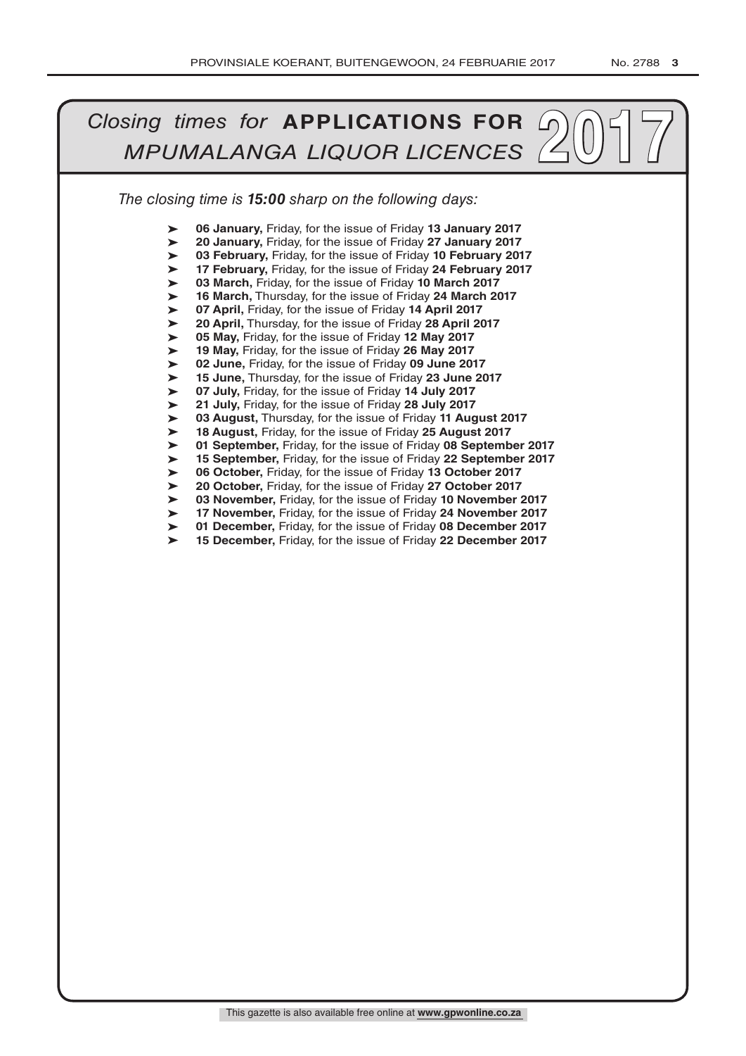# *Closing times for* **APPLICATIONS FOR** *MPUMALANGA LIQUOR LICENCES* 2017

*The closing time is **15:00** sharp on the following days:*

- **06 January,** Friday, for the issue of Friday **13 January 2017**
- **20 January,** Friday, for the issue of Friday **27 January 2017**
- **03 February,** Friday, for the issue of Friday **10 February 2017**
- **17 February,** Friday, for the issue of Friday **24 February 2017**
- **03 March,** Friday, for the issue of Friday **10 March 2017**
- **16 March,** Thursday, for the issue of Friday **24 March 2017**
- **07 April,** Friday, for the issue of Friday **14 April 2017**
- **20 April,** Thursday, for the issue of Friday **28 April 2017**
- **05 May,** Friday, for the issue of Friday **12 May 2017**
- **19 May,** Friday, for the issue of Friday **26 May 2017**
- **02 June,** Friday, for the issue of Friday **09 June 2017**
- **15 June,** Thursday, for the issue of Friday **23 June 2017**
- **07 July,** Friday, for the issue of Friday **14 July 2017**
- **21 July,** Friday, for the issue of Friday **28 July 2017**
- **03 August,** Thursday, for the issue of Friday **11 August 2017**
- **18 August,** Friday, for the issue of Friday **25 August 2017**
- **01 September,** Friday, for the issue of Friday **08 September 2017**
- **15 September,** Friday, for the issue of Friday **22 September 2017**
- **06 October,** Friday, for the issue of Friday **13 October 2017**
- **20 October,** Friday, for the issue of Friday **27 October 2017**
- **03 November,** Friday, for the issue of Friday **10 November 2017**
- **17 November,** Friday, for the issue of Friday **24 November 2017**
- **01 December,** Friday, for the issue of Friday **08 December 2017**
- **15 December,** Friday, for the issue of Friday **22 December 2017**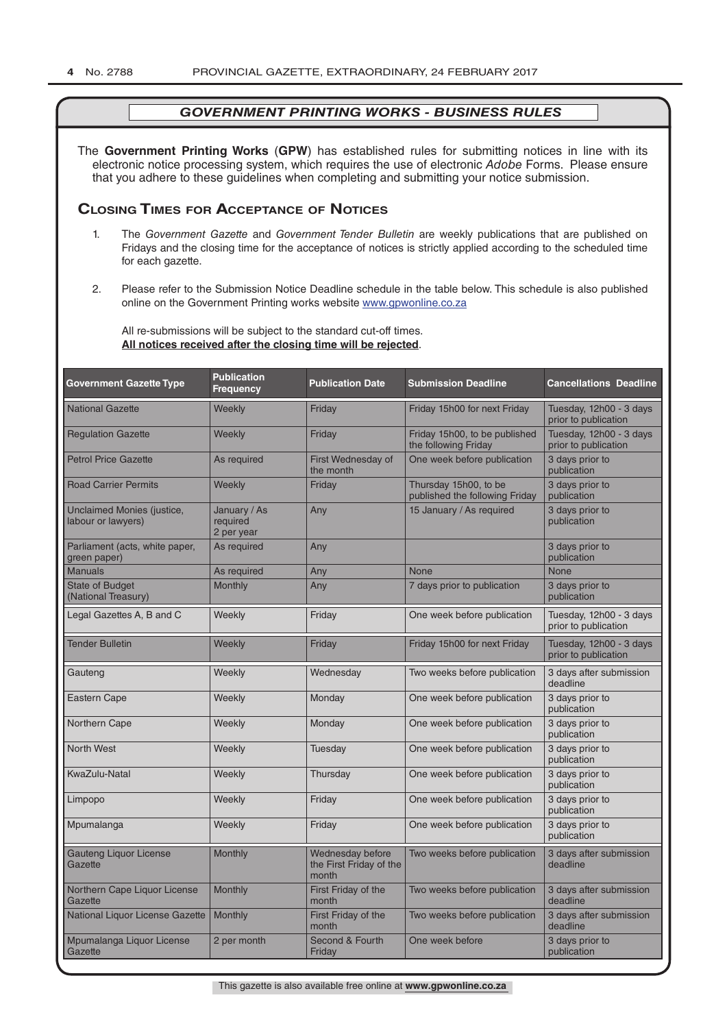## *GOVERNMENT PRINTING WORKS - BUSINESS RULES*

The **Government Printing Works** (**GPW**) has established rules for submitting notices in line with its electronic notice processing system, which requires the use of electronic *Adobe* Forms. Please ensure that you adhere to these guidelines when completing and submitting your notice submission.

### Closing Times for Acceptance of Notices

1. The *Government Gazette* and *Government Tender Bulletin* are weekly publications that are published on Fridays and the closing time for the acceptance of notices is strictly applied according to the scheduled time for each gazette.

2. Please refer to the Submission Notice Deadline schedule in the table below. This schedule is also published online on the Government Printing works website www.gpwonline.co.za

   All re-submissions will be subject to the standard cut-off times.
   **All notices received after the closing time will be rejected**.

| Government Gazette Type | Publication Frequency | Publication Date | Submission Deadline | Cancellations Deadline |
|---|---|---|---|---|
| National Gazette | Weekly | Friday | Friday 15h00 for next Friday | Tuesday, 12h00 - 3 days prior to publication |
| Regulation Gazette | Weekly | Friday | Friday 15h00, to be published the following Friday | Tuesday, 12h00 - 3 days prior to publication |
| Petrol Price Gazette | As required | First Wednesday of the month | One week before publication | 3 days prior to publication |
| Road Carrier Permits | Weekly | Friday | Thursday 15h00, to be published the following Friday | 3 days prior to publication |
| Unclaimed Monies (justice, labour or lawyers) | January / As required 2 per year | Any | 15 January / As required | 3 days prior to publication |
| Parliament (acts, white paper, green paper) | As required | Any | | 3 days prior to publication |
| Manuals | As required | Any | None | None |
| State of Budget (National Treasury) | Monthly | Any | 7 days prior to publication | 3 days prior to publication |
| Legal Gazettes A, B and C | Weekly | Friday | One week before publication | Tuesday, 12h00 - 3 days prior to publication |
| Tender Bulletin | Weekly | Friday | Friday 15h00 for next Friday | Tuesday, 12h00 - 3 days prior to publication |
| Gauteng | Weekly | Wednesday | Two weeks before publication | 3 days after submission deadline |
| Eastern Cape | Weekly | Monday | One week before publication | 3 days prior to publication |
| Northern Cape | Weekly | Monday | One week before publication | 3 days prior to publication |
| North West | Weekly | Tuesday | One week before publication | 3 days prior to publication |
| KwaZulu-Natal | Weekly | Thursday | One week before publication | 3 days prior to publication |
| Limpopo | Weekly | Friday | One week before publication | 3 days prior to publication |
| Mpumalanga | Weekly | Friday | One week before publication | 3 days prior to publication |
| Gauteng Liquor License Gazette | Monthly | Wednesday before the First Friday of the month | Two weeks before publication | 3 days after submission deadline |
| Northern Cape Liquor License Gazette | Monthly | First Friday of the month | Two weeks before publication | 3 days after submission deadline |
| National Liquor License Gazette | Monthly | First Friday of the month | Two weeks before publication | 3 days after submission deadline |
| Mpumalanga Liquor License Gazette | 2 per month | Second & Fourth Friday | One week before | 3 days prior to publication |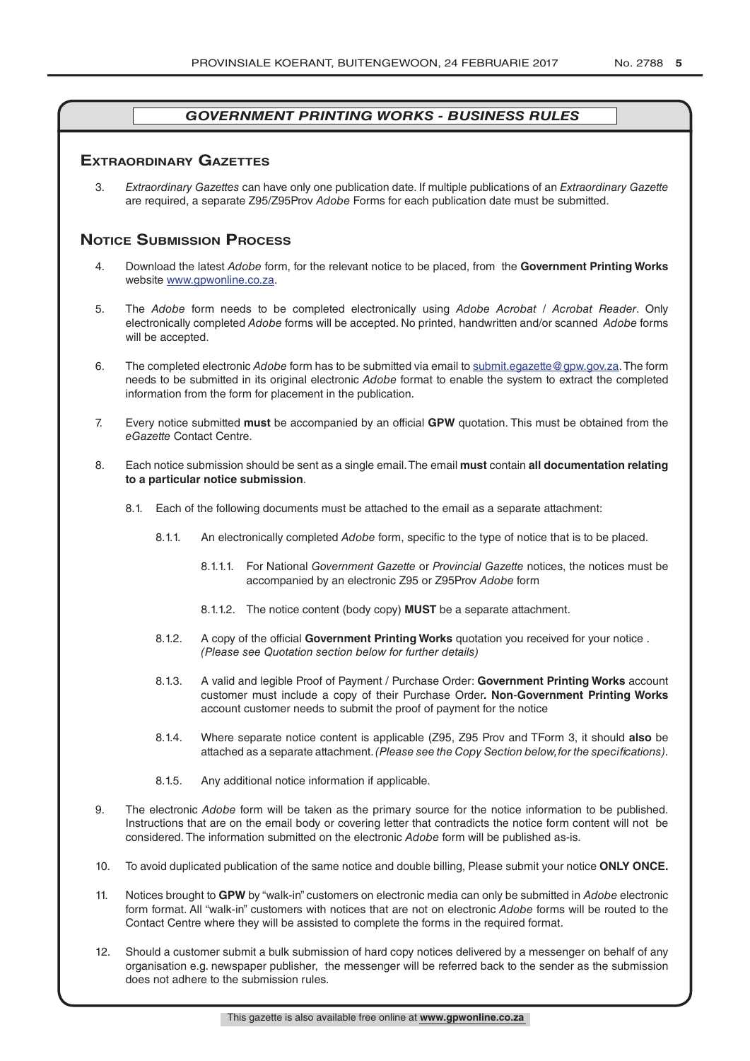## GOVERNMENT PRINTING WORKS - BUSINESS RULES

### Extraordinary Gazettes

3. *Extraordinary Gazettes* can have only one publication date. If multiple publications of an *Extraordinary Gazette* are required, a separate Z95/Z95Prov *Adobe* Forms for each publication date must be submitted.

### Notice Submission Process

4. Download the latest *Adobe* form, for the relevant notice to be placed, from the **Government Printing Works** website www.gpwonline.co.za.

5. The *Adobe* form needs to be completed electronically using *Adobe Acrobat* / *Acrobat Reader*. Only electronically completed *Adobe* forms will be accepted. No printed, handwritten and/or scanned *Adobe* forms will be accepted.

6. The completed electronic *Adobe* form has to be submitted via email to submit.egazette@gpw.gov.za. The form needs to be submitted in its original electronic *Adobe* format to enable the system to extract the completed information from the form for placement in the publication.

7. Every notice submitted **must** be accompanied by an official **GPW** quotation. This must be obtained from the *eGazette* Contact Centre.

8. Each notice submission should be sent as a single email. The email **must** contain **all documentation relating to a particular notice submission**.

   8.1. Each of the following documents must be attached to the email as a separate attachment:

      8.1.1. An electronically completed *Adobe* form, specific to the type of notice that is to be placed.

         8.1.1.1. For National *Government Gazette* or *Provincial Gazette* notices, the notices must be accompanied by an electronic Z95 or Z95Prov *Adobe* form

         8.1.1.2. The notice content (body copy) **MUST** be a separate attachment.

      8.1.2. A copy of the official **Government Printing Works** quotation you received for your notice . *(Please see Quotation section below for further details)*

      8.1.3. A valid and legible Proof of Payment / Purchase Order: **Government Printing Works** account customer must include a copy of their Purchase Order**. Non**-**Government Printing Works** account customer needs to submit the proof of payment for the notice

      8.1.4. Where separate notice content is applicable (Z95, Z95 Prov and TForm 3, it should **also** be attached as a separate attachment. *(Please see the Copy Section below, for the specifications)*.

      8.1.5. Any additional notice information if applicable.

9. The electronic *Adobe* form will be taken as the primary source for the notice information to be published. Instructions that are on the email body or covering letter that contradicts the notice form content will not be considered. The information submitted on the electronic *Adobe* form will be published as-is.

10. To avoid duplicated publication of the same notice and double billing, Please submit your notice **ONLY ONCE.**

11. Notices brought to **GPW** by "walk-in" customers on electronic media can only be submitted in *Adobe* electronic form format. All "walk-in" customers with notices that are not on electronic *Adobe* forms will be routed to the Contact Centre where they will be assisted to complete the forms in the required format.

12. Should a customer submit a bulk submission of hard copy notices delivered by a messenger on behalf of any organisation e.g. newspaper publisher, the messenger will be referred back to the sender as the submission does not adhere to the submission rules.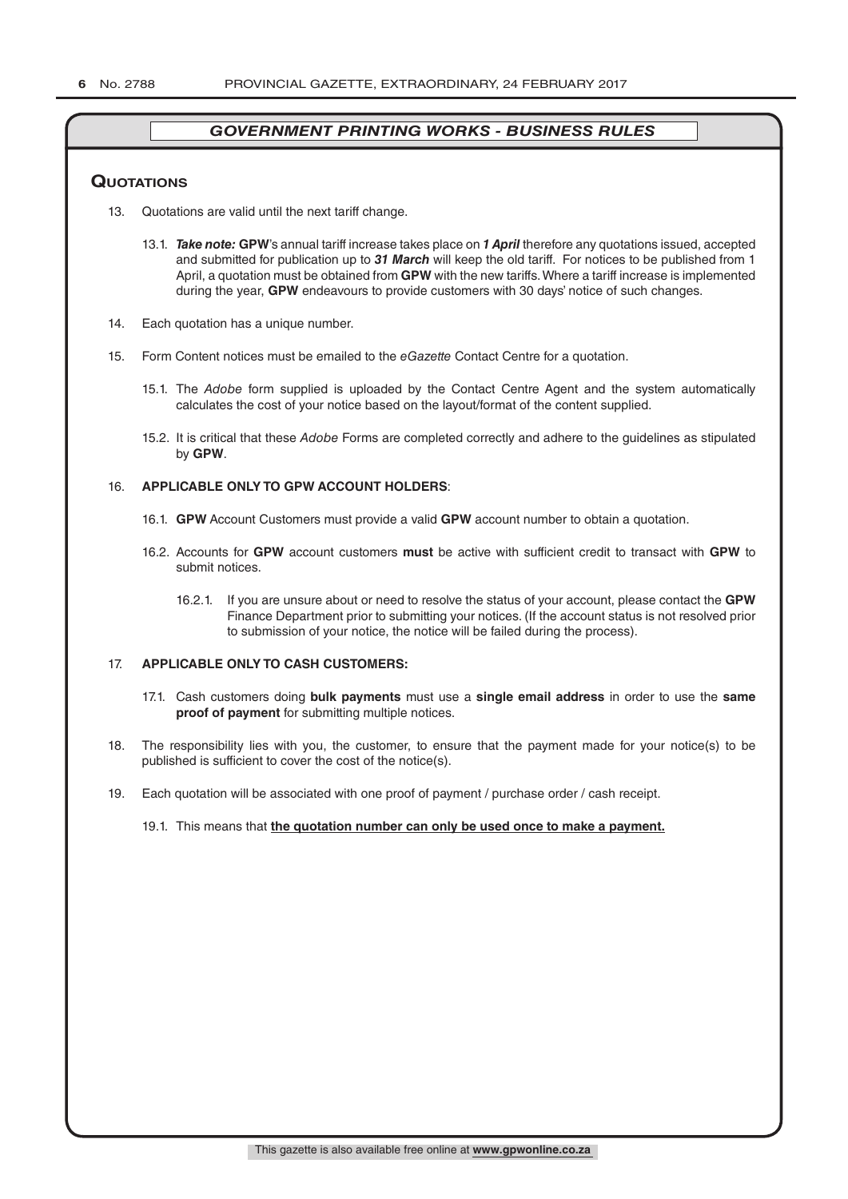## *GOVERNMENT PRINTING WORKS - BUSINESS RULES*

### Quotations

13. Quotations are valid until the next tariff change.

    13.1. ***Take note:*** **GPW**'s annual tariff increase takes place on ***1 April*** therefore any quotations issued, accepted and submitted for publication up to ***31 March*** will keep the old tariff. For notices to be published from 1 April, a quotation must be obtained from **GPW** with the new tariffs. Where a tariff increase is implemented during the year, **GPW** endeavours to provide customers with 30 days' notice of such changes.

14. Each quotation has a unique number.

15. Form Content notices must be emailed to the *eGazette* Contact Centre for a quotation.

    15.1. The *Adobe* form supplied is uploaded by the Contact Centre Agent and the system automatically calculates the cost of your notice based on the layout/format of the content supplied.

    15.2. It is critical that these *Adobe* Forms are completed correctly and adhere to the guidelines as stipulated by **GPW**.

16. **APPLICABLE ONLY TO GPW ACCOUNT HOLDERS**:

    16.1. **GPW** Account Customers must provide a valid **GPW** account number to obtain a quotation.

    16.2. Accounts for **GPW** account customers **must** be active with sufficient credit to transact with **GPW** to submit notices.

    16.2.1. If you are unsure about or need to resolve the status of your account, please contact the **GPW** Finance Department prior to submitting your notices. (If the account status is not resolved prior to submission of your notice, the notice will be failed during the process).

17. **APPLICABLE ONLY TO CASH CUSTOMERS:**

    17.1. Cash customers doing **bulk payments** must use a **single email address** in order to use the **same proof of payment** for submitting multiple notices.

18. The responsibility lies with you, the customer, to ensure that the payment made for your notice(s) to be published is sufficient to cover the cost of the notice(s).

19. Each quotation will be associated with one proof of payment / purchase order / cash receipt.

    19.1. This means that **the quotation number can only be used once to make a payment.**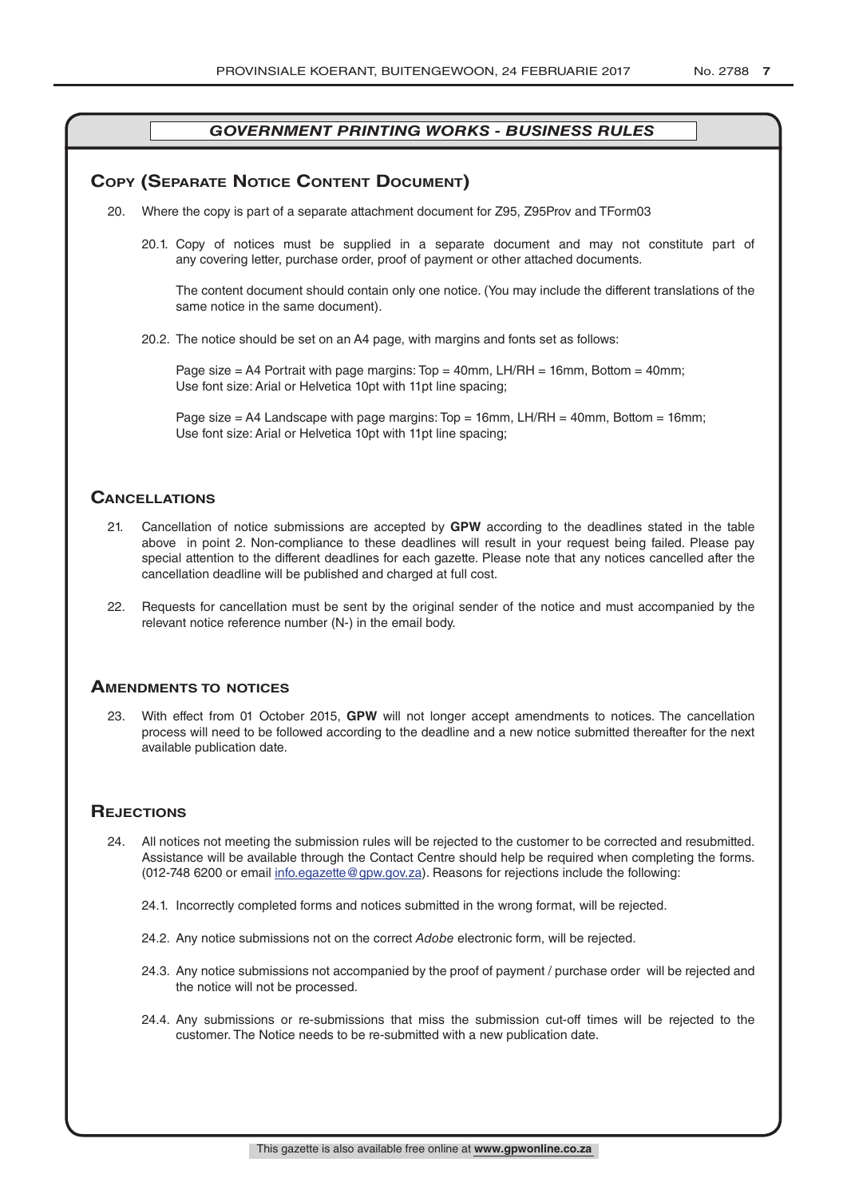*GOVERNMENT PRINTING WORKS - BUSINESS RULES*

## Copy (Separate Notice Content Document)

20. Where the copy is part of a separate attachment document for Z95, Z95Prov and TForm03

    20.1. Copy of notices must be supplied in a separate document and may not constitute part of any covering letter, purchase order, proof of payment or other attached documents.

    The content document should contain only one notice. (You may include the different translations of the same notice in the same document).

    20.2. The notice should be set on an A4 page, with margins and fonts set as follows:

    Page size = A4 Portrait with page margins: Top = 40mm, LH/RH = 16mm, Bottom = 40mm;
    Use font size: Arial or Helvetica 10pt with 11pt line spacing;

    Page size = A4 Landscape with page margins: Top = 16mm, LH/RH = 40mm, Bottom = 16mm;
    Use font size: Arial or Helvetica 10pt with 11pt line spacing;

## Cancellations

21. Cancellation of notice submissions are accepted by **GPW** according to the deadlines stated in the table above in point 2. Non-compliance to these deadlines will result in your request being failed. Please pay special attention to the different deadlines for each gazette. Please note that any notices cancelled after the cancellation deadline will be published and charged at full cost.

22. Requests for cancellation must be sent by the original sender of the notice and must accompanied by the relevant notice reference number (N-) in the email body.

## Amendments to notices

23. With effect from 01 October 2015, **GPW** will not longer accept amendments to notices. The cancellation process will need to be followed according to the deadline and a new notice submitted thereafter for the next available publication date.

## Rejections

24. All notices not meeting the submission rules will be rejected to the customer to be corrected and resubmitted. Assistance will be available through the Contact Centre should help be required when completing the forms. (012-748 6200 or email info.egazette@gpw.gov.za). Reasons for rejections include the following:

    24.1. Incorrectly completed forms and notices submitted in the wrong format, will be rejected.

    24.2. Any notice submissions not on the correct *Adobe* electronic form, will be rejected.

    24.3. Any notice submissions not accompanied by the proof of payment / purchase order will be rejected and the notice will not be processed.

    24.4. Any submissions or re-submissions that miss the submission cut-off times will be rejected to the customer. The Notice needs to be re-submitted with a new publication date.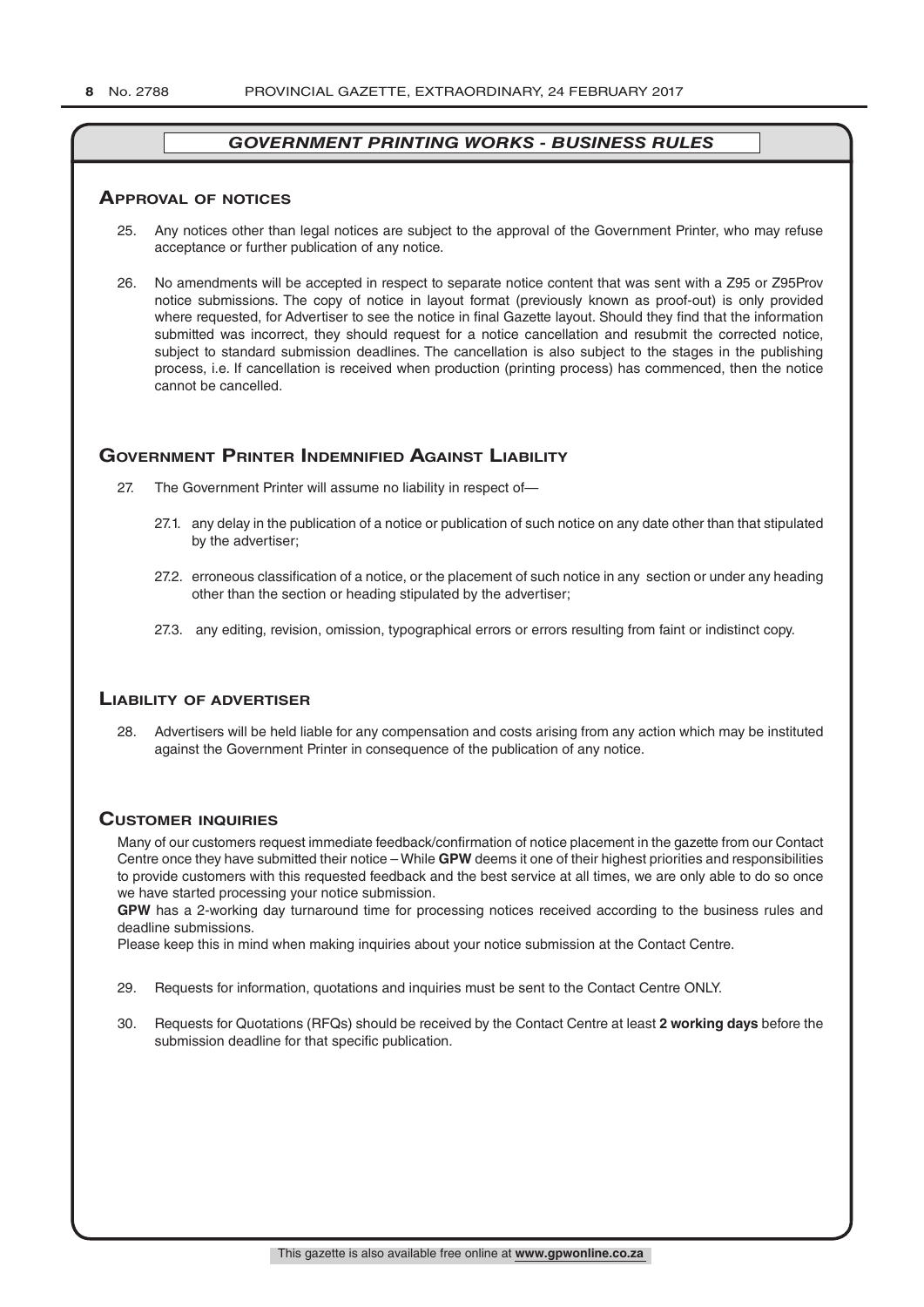## GOVERNMENT PRINTING WORKS - BUSINESS RULES

### Approval of notices

25. Any notices other than legal notices are subject to the approval of the Government Printer, who may refuse acceptance or further publication of any notice.

26. No amendments will be accepted in respect to separate notice content that was sent with a Z95 or Z95Prov notice submissions. The copy of notice in layout format (previously known as proof-out) is only provided where requested, for Advertiser to see the notice in final Gazette layout. Should they find that the information submitted was incorrect, they should request for a notice cancellation and resubmit the corrected notice, subject to standard submission deadlines. The cancellation is also subject to the stages in the publishing process, i.e. If cancellation is received when production (printing process) has commenced, then the notice cannot be cancelled.

### Government Printer Indemnified Against Liability

27. The Government Printer will assume no liability in respect of—

    27.1. any delay in the publication of a notice or publication of such notice on any date other than that stipulated by the advertiser;

    27.2. erroneous classification of a notice, or the placement of such notice in any section or under any heading other than the section or heading stipulated by the advertiser;

    27.3. any editing, revision, omission, typographical errors or errors resulting from faint or indistinct copy.

### Liability of advertiser

28. Advertisers will be held liable for any compensation and costs arising from any action which may be instituted against the Government Printer in consequence of the publication of any notice.

### Customer inquiries

Many of our customers request immediate feedback/confirmation of notice placement in the gazette from our Contact Centre once they have submitted their notice – While **GPW** deems it one of their highest priorities and responsibilities to provide customers with this requested feedback and the best service at all times, we are only able to do so once we have started processing your notice submission.

**GPW** has a 2-working day turnaround time for processing notices received according to the business rules and deadline submissions.

Please keep this in mind when making inquiries about your notice submission at the Contact Centre.

29. Requests for information, quotations and inquiries must be sent to the Contact Centre ONLY.

30. Requests for Quotations (RFQs) should be received by the Contact Centre at least **2 working days** before the submission deadline for that specific publication.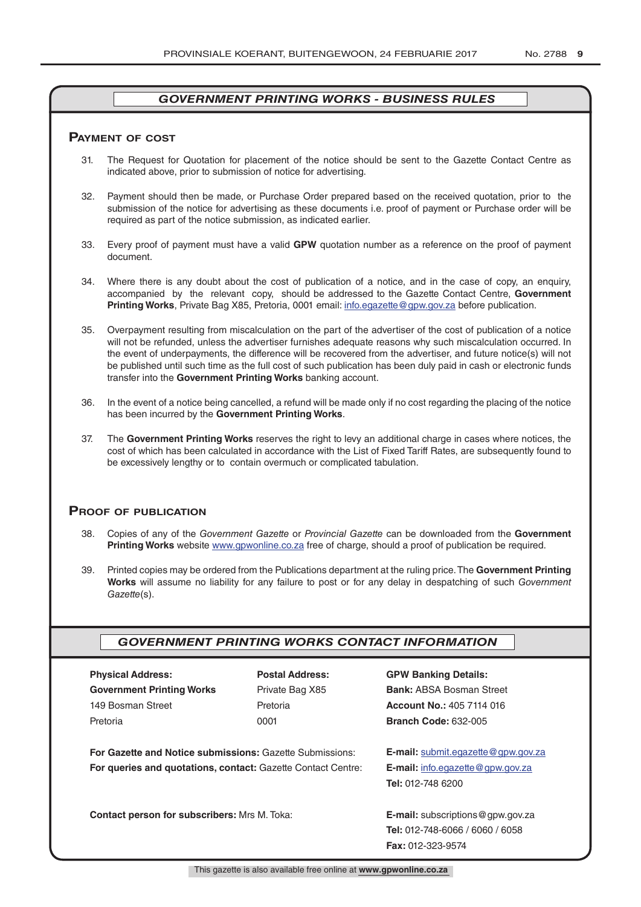## GOVERNMENT PRINTING WORKS - BUSINESS RULES

### Payment of cost

31. The Request for Quotation for placement of the notice should be sent to the Gazette Contact Centre as indicated above, prior to submission of notice for advertising.

32. Payment should then be made, or Purchase Order prepared based on the received quotation, prior to the submission of the notice for advertising as these documents i.e. proof of payment or Purchase order will be required as part of the notice submission, as indicated earlier.

33. Every proof of payment must have a valid **GPW** quotation number as a reference on the proof of payment document.

34. Where there is any doubt about the cost of publication of a notice, and in the case of copy, an enquiry, accompanied by the relevant copy, should be addressed to the Gazette Contact Centre, **Government Printing Works**, Private Bag X85, Pretoria, 0001 email: info.egazette@gpw.gov.za before publication.

35. Overpayment resulting from miscalculation on the part of the advertiser of the cost of publication of a notice will not be refunded, unless the advertiser furnishes adequate reasons why such miscalculation occurred. In the event of underpayments, the difference will be recovered from the advertiser, and future notice(s) will not be published until such time as the full cost of such publication has been duly paid in cash or electronic funds transfer into the **Government Printing Works** banking account.

36. In the event of a notice being cancelled, a refund will be made only if no cost regarding the placing of the notice has been incurred by the **Government Printing Works**.

37. The **Government Printing Works** reserves the right to levy an additional charge in cases where notices, the cost of which has been calculated in accordance with the List of Fixed Tariff Rates, are subsequently found to be excessively lengthy or to contain overmuch or complicated tabulation.

### Proof of publication

38. Copies of any of the *Government Gazette* or *Provincial Gazette* can be downloaded from the **Government Printing Works** website www.gpwonline.co.za free of charge, should a proof of publication be required.

39. Printed copies may be ordered from the Publications department at the ruling price. The **Government Printing Works** will assume no liability for any failure to post or for any delay in despatching of such *Government Gazette*(s).

## GOVERNMENT PRINTING WORKS CONTACT INFORMATION

**Physical Address:**
**Government Printing Works**
149 Bosman Street
Pretoria

**Postal Address:**
Private Bag X85
Pretoria
0001

**GPW Banking Details:**
**Bank:** ABSA Bosman Street
**Account No.:** 405 7114 016
**Branch Code:** 632-005

**For Gazette and Notice submissions:** Gazette Submissions: **E-mail:** submit.egazette@gpw.gov.za

**For queries and quotations, contact:** Gazette Contact Centre: **E-mail:** info.egazette@gpw.gov.za
**Tel:** 012-748 6200

**Contact person for subscribers:** Mrs M. Toka: **E-mail:** subscriptions@gpw.gov.za
**Tel:** 012-748-6066 / 6060 / 6058
**Fax:** 012-323-9574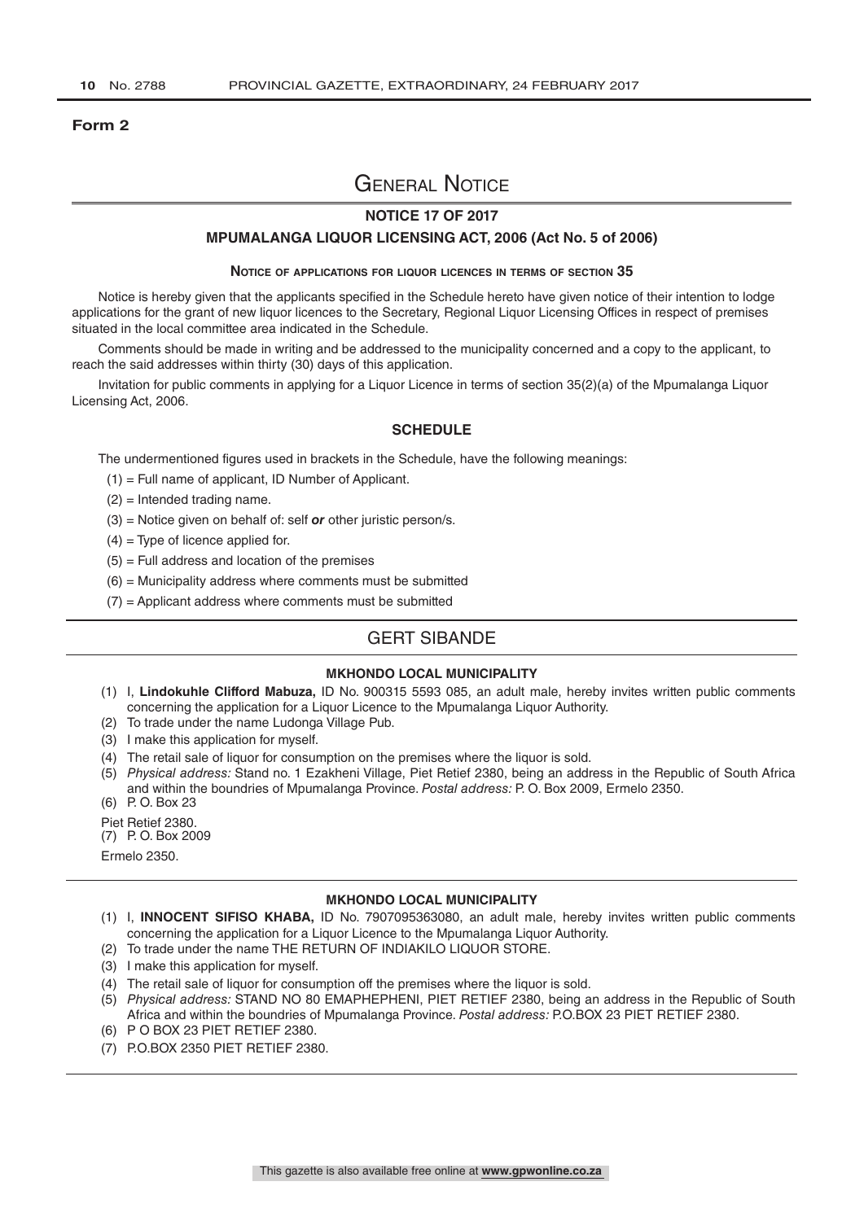**Form 2**

# General Notice

## NOTICE 17 OF 2017

## MPUMALANGA LIQUOR LICENSING ACT, 2006 (Act No. 5 of 2006)

### Notice of applications for liquor licences in terms of section 35

Notice is hereby given that the applicants specified in the Schedule hereto have given notice of their intention to lodge applications for the grant of new liquor licences to the Secretary, Regional Liquor Licensing Offices in respect of premises situated in the local committee area indicated in the Schedule.

Comments should be made in writing and be addressed to the municipality concerned and a copy to the applicant, to reach the said addresses within thirty (30) days of this application.

Invitation for public comments in applying for a Liquor Licence in terms of section 35(2)(a) of the Mpumalanga Liquor Licensing Act, 2006.

### SCHEDULE

The undermentioned figures used in brackets in the Schedule, have the following meanings:

(1) = Full name of applicant, ID Number of Applicant.

(2) = Intended trading name.

(3) = Notice given on behalf of: self ***or*** other juristic person/s.

(4) = Type of licence applied for.

(5) = Full address and location of the premises

(6) = Municipality address where comments must be submitted

(7) = Applicant address where comments must be submitted

## GERT SIBANDE

### MKHONDO LOCAL MUNICIPALITY

(1) I, **Lindokuhle Clifford Mabuza,** ID No. 900315 5593 085, an adult male, hereby invites written public comments concerning the application for a Liquor Licence to the Mpumalanga Liquor Authority.
(2) To trade under the name Ludonga Village Pub.
(3) I make this application for myself.
(4) The retail sale of liquor for consumption on the premises where the liquor is sold.
(5) *Physical address:* Stand no. 1 Ezakheni Village, Piet Retief 2380, being an address in the Republic of South Africa and within the boundries of Mpumalanga Province. *Postal address:* P. O. Box 2009, Ermelo 2350.
(6) P. O. Box 23

Piet Retief 2380.
(7) P. O. Box 2009

Ermelo 2350.

### MKHONDO LOCAL MUNICIPALITY

(1) I, **INNOCENT SIFISO KHABA,** ID No. 7907095363080, an adult male, hereby invites written public comments concerning the application for a Liquor Licence to the Mpumalanga Liquor Authority.
(2) To trade under the name THE RETURN OF INDIAKILO LIQUOR STORE.
(3) I make this application for myself.
(4) The retail sale of liquor for consumption off the premises where the liquor is sold.
(5) *Physical address:* STAND NO 80 EMAPHEPHENI, PIET RETIEF 2380, being an address in the Republic of South Africa and within the boundries of Mpumalanga Province. *Postal address:* P.O.BOX 23 PIET RETIEF 2380.
(6) P O BOX 23 PIET RETIEF 2380.
(7) P.O.BOX 2350 PIET RETIEF 2380.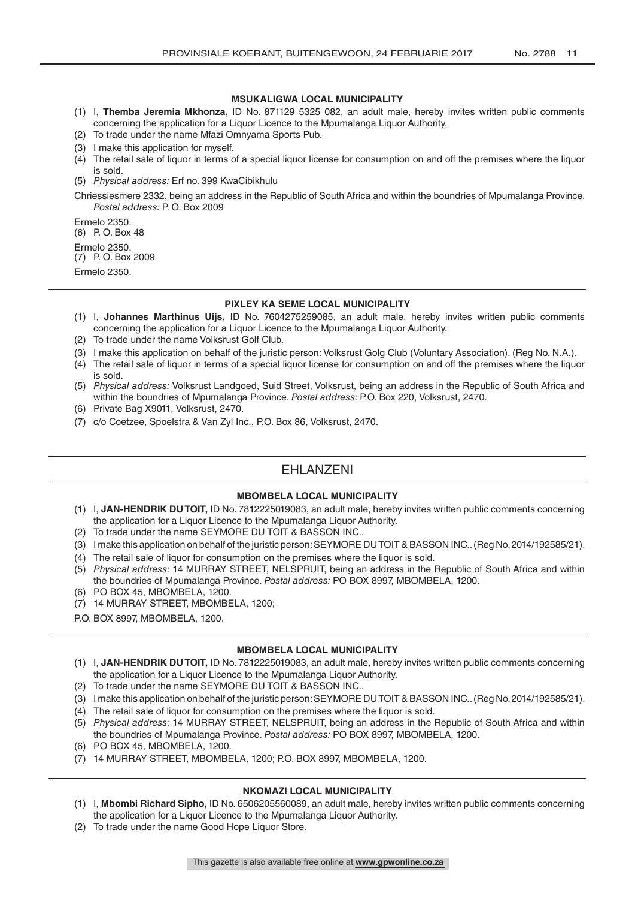#### MSUKALIGWA LOCAL MUNICIPALITY

(1) I, **Themba Jeremia Mkhonza,** ID No. 871129 5325 082, an adult male, hereby invites written public comments concerning the application for a Liquor Licence to the Mpumalanga Liquor Authority.
(2) To trade under the name Mfazi Omnyama Sports Pub.
(3) I make this application for myself.
(4) The retail sale of liquor in terms of a special liquor license for consumption on and off the premises where the liquor is sold.
(5) *Physical address:* Erf no. 399 KwaCibikhulu

Chriessiesmere 2332, being an address in the Republic of South Africa and within the boundries of Mpumalanga Province. *Postal address:* P. O. Box 2009

Ermelo 2350.
(6) P. O. Box 48

Ermelo 2350.
(7) P. O. Box 2009

Ermelo 2350.

#### PIXLEY KA SEME LOCAL MUNICIPALITY

(1) I, **Johannes Marthinus Uijs,** ID No. 7604275259085, an adult male, hereby invites written public comments concerning the application for a Liquor Licence to the Mpumalanga Liquor Authority.
(2) To trade under the name Volksrust Golf Club.
(3) I make this application on behalf of the juristic person: Volksrust Golg Club (Voluntary Association). (Reg No. N.A.).
(4) The retail sale of liquor in terms of a special liquor license for consumption on and off the premises where the liquor is sold.
(5) *Physical address:* Volksrust Landgoed, Suid Street, Volksrust, being an address in the Republic of South Africa and within the boundries of Mpumalanga Province. *Postal address:* P.O. Box 220, Volksrust, 2470.
(6) Private Bag X9011, Volksrust, 2470.
(7) c/o Coetzee, Spoelstra & Van Zyl Inc., P.O. Box 86, Volksrust, 2470.

## EHLANZENI

#### MBOMBELA LOCAL MUNICIPALITY

(1) I, **JAN-HENDRIK DU TOIT,** ID No. 7812225019083, an adult male, hereby invites written public comments concerning the application for a Liquor Licence to the Mpumalanga Liquor Authority.
(2) To trade under the name SEYMORE DU TOIT & BASSON INC..
(3) I make this application on behalf of the juristic person: SEYMORE DU TOIT & BASSON INC.. (Reg No. 2014/192585/21).
(4) The retail sale of liquor for consumption on the premises where the liquor is sold.
(5) *Physical address:* 14 MURRAY STREET, NELSPRUIT, being an address in the Republic of South Africa and within the boundries of Mpumalanga Province. *Postal address:* PO BOX 8997, MBOMBELA, 1200.
(6) PO BOX 45, MBOMBELA, 1200.
(7) 14 MURRAY STREET, MBOMBELA, 1200;

P.O. BOX 8997, MBOMBELA, 1200.

#### MBOMBELA LOCAL MUNICIPALITY

(1) I, **JAN-HENDRIK DU TOIT,** ID No. 7812225019083, an adult male, hereby invites written public comments concerning the application for a Liquor Licence to the Mpumalanga Liquor Authority.
(2) To trade under the name SEYMORE DU TOIT & BASSON INC..
(3) I make this application on behalf of the juristic person: SEYMORE DU TOIT & BASSON INC.. (Reg No. 2014/192585/21).
(4) The retail sale of liquor for consumption on the premises where the liquor is sold.
(5) *Physical address:* 14 MURRAY STREET, NELSPRUIT, being an address in the Republic of South Africa and within the boundries of Mpumalanga Province. *Postal address:* PO BOX 8997, MBOMBELA, 1200.
(6) PO BOX 45, MBOMBELA, 1200.
(7) 14 MURRAY STREET, MBOMBELA, 1200; P.O. BOX 8997, MBOMBELA, 1200.

#### NKOMAZI LOCAL MUNICIPALITY

(1) I, **Mbombi Richard Sipho,** ID No. 6506205560089, an adult male, hereby invites written public comments concerning the application for a Liquor Licence to the Mpumalanga Liquor Authority.
(2) To trade under the name Good Hope Liquor Store.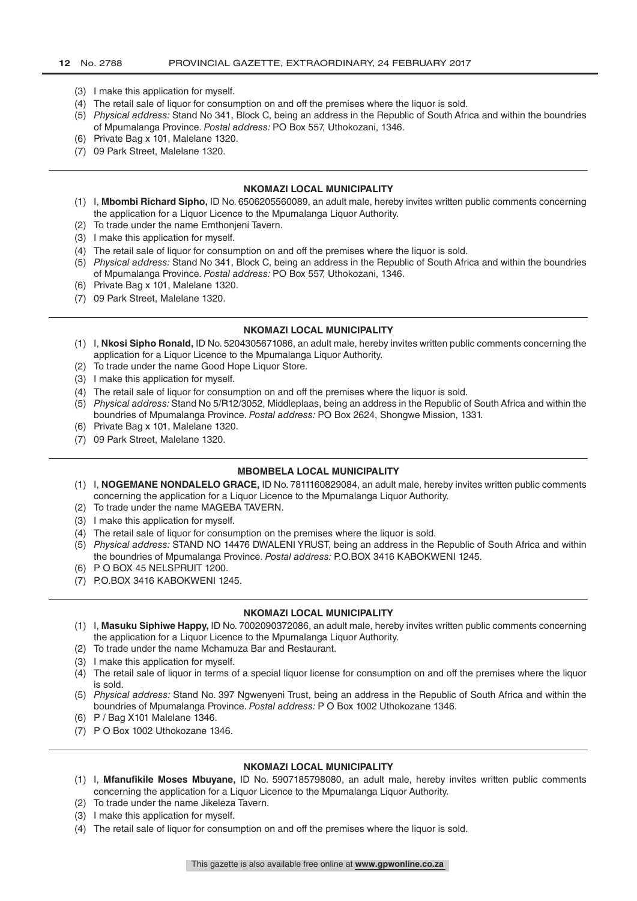(3) I make this application for myself.
(4) The retail sale of liquor for consumption on and off the premises where the liquor is sold.
(5) *Physical address:* Stand No 341, Block C, being an address in the Republic of South Africa and within the boundries of Mpumalanga Province. *Postal address:* PO Box 557, Uthokozani, 1346.
(6) Private Bag x 101, Malelane 1320.
(7) 09 Park Street, Malelane 1320.

---

**NKOMAZI LOCAL MUNICIPALITY**

(1) I, **Mbombi Richard Sipho,** ID No. 6506205560089, an adult male, hereby invites written public comments concerning the application for a Liquor Licence to the Mpumalanga Liquor Authority.
(2) To trade under the name Emthonjeni Tavern.
(3) I make this application for myself.
(4) The retail sale of liquor for consumption on and off the premises where the liquor is sold.
(5) *Physical address:* Stand No 341, Block C, being an address in the Republic of South Africa and within the boundries of Mpumalanga Province. *Postal address:* PO Box 557, Uthokozani, 1346.
(6) Private Bag x 101, Malelane 1320.
(7) 09 Park Street, Malelane 1320.

---

**NKOMAZI LOCAL MUNICIPALITY**

(1) I, **Nkosi Sipho Ronald,** ID No. 5204305671086, an adult male, hereby invites written public comments concerning the application for a Liquor Licence to the Mpumalanga Liquor Authority.
(2) To trade under the name Good Hope Liquor Store.
(3) I make this application for myself.
(4) The retail sale of liquor for consumption on and off the premises where the liquor is sold.
(5) *Physical address:* Stand No 5/R12/3052, Middleplaas, being an address in the Republic of South Africa and within the boundries of Mpumalanga Province. *Postal address:* PO Box 2624, Shongwe Mission, 1331.
(6) Private Bag x 101, Malelane 1320.
(7) 09 Park Street, Malelane 1320.

---

**MBOMBELA LOCAL MUNICIPALITY**

(1) I, **NOGEMANE NONDALELO GRACE,** ID No. 7811160829084, an adult male, hereby invites written public comments concerning the application for a Liquor Licence to the Mpumalanga Liquor Authority.
(2) To trade under the name MAGEBA TAVERN.
(3) I make this application for myself.
(4) The retail sale of liquor for consumption on the premises where the liquor is sold.
(5) *Physical address:* STAND NO 14476 DWALENI YRUST, being an address in the Republic of South Africa and within the boundries of Mpumalanga Province. *Postal address:* P.O.BOX 3416 KABOKWENI 1245.
(6) P O BOX 45 NELSPRUIT 1200.
(7) P.O.BOX 3416 KABOKWENI 1245.

---

**NKOMAZI LOCAL MUNICIPALITY**

(1) I, **Masuku Siphiwe Happy,** ID No. 7002090372086, an adult male, hereby invites written public comments concerning the application for a Liquor Licence to the Mpumalanga Liquor Authority.
(2) To trade under the name Mchamuza Bar and Restaurant.
(3) I make this application for myself.
(4) The retail sale of liquor in terms of a special liquor license for consumption on and off the premises where the liquor is sold.
(5) *Physical address:* Stand No. 397 Ngwenyeni Trust, being an address in the Republic of South Africa and within the boundries of Mpumalanga Province. *Postal address:* P O Box 1002 Uthokozane 1346.
(6) P / Bag X101 Malelane 1346.
(7) P O Box 1002 Uthokozane 1346.

---

**NKOMAZI LOCAL MUNICIPALITY**

(1) I, **Mfanufikile Moses Mbuyane,** ID No. 5907185798080, an adult male, hereby invites written public comments concerning the application for a Liquor Licence to the Mpumalanga Liquor Authority.
(2) To trade under the name Jikeleza Tavern.
(3) I make this application for myself.
(4) The retail sale of liquor for consumption on and off the premises where the liquor is sold.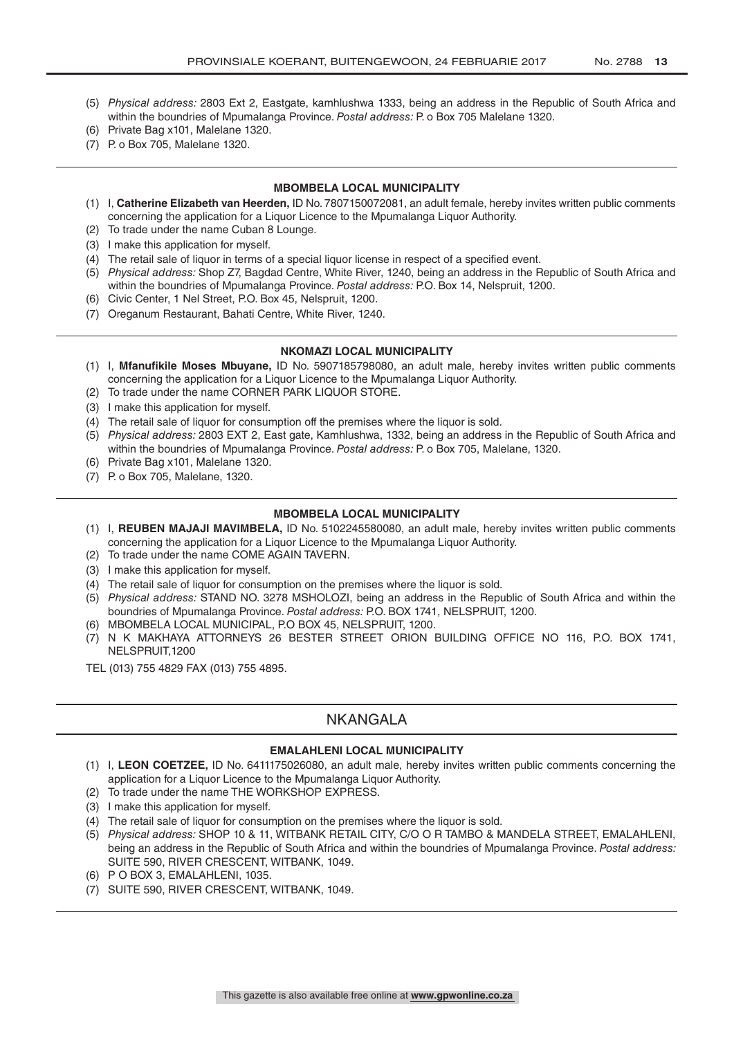(5) *Physical address:* 2803 Ext 2, Eastgate, kamhlushwa 1333, being an address in the Republic of South Africa and within the boundries of Mpumalanga Province. *Postal address:* P. o Box 705 Malelane 1320.
(6) Private Bag x101, Malelane 1320.
(7) P. o Box 705, Malelane 1320.

---

#### MBOMBELA LOCAL MUNICIPALITY

(1) I, **Catherine Elizabeth van Heerden,** ID No. 7807150072081, an adult female, hereby invites written public comments concerning the application for a Liquor Licence to the Mpumalanga Liquor Authority.
(2) To trade under the name Cuban 8 Lounge.
(3) I make this application for myself.
(4) The retail sale of liquor in terms of a special liquor license in respect of a specified event.
(5) *Physical address:* Shop Z7, Bagdad Centre, White River, 1240, being an address in the Republic of South Africa and within the boundries of Mpumalanga Province. *Postal address:* P.O. Box 14, Nelspruit, 1200.
(6) Civic Center, 1 Nel Street, P.O. Box 45, Nelspruit, 1200.
(7) Oreganum Restaurant, Bahati Centre, White River, 1240.

---

#### NKOMAZI LOCAL MUNICIPALITY

(1) I, **Mfanufikile Moses Mbuyane,** ID No. 5907185798080, an adult male, hereby invites written public comments concerning the application for a Liquor Licence to the Mpumalanga Liquor Authority.
(2) To trade under the name CORNER PARK LIQUOR STORE.
(3) I make this application for myself.
(4) The retail sale of liquor for consumption off the premises where the liquor is sold.
(5) *Physical address:* 2803 EXT 2, East gate, Kamhlushwa, 1332, being an address in the Republic of South Africa and within the boundries of Mpumalanga Province. *Postal address:* P. o Box 705, Malelane, 1320.
(6) Private Bag x101, Malelane 1320.
(7) P. o Box 705, Malelane, 1320.

---

#### MBOMBELA LOCAL MUNICIPALITY

(1) I, **REUBEN MAJAJI MAVIMBELA,** ID No. 5102245580080, an adult male, hereby invites written public comments concerning the application for a Liquor Licence to the Mpumalanga Liquor Authority.
(2) To trade under the name COME AGAIN TAVERN.
(3) I make this application for myself.
(4) The retail sale of liquor for consumption on the premises where the liquor is sold.
(5) *Physical address:* STAND NO. 3278 MSHOLOZI, being an address in the Republic of South Africa and within the boundries of Mpumalanga Province. *Postal address:* P.O. BOX 1741, NELSPRUIT, 1200.
(6) MBOMBELA LOCAL MUNICIPAL, P.O BOX 45, NELSPRUIT, 1200.
(7) N K MAKHAYA ATTORNEYS 26 BESTER STREET ORION BUILDING OFFICE NO 116, P.O. BOX 1741, NELSPRUIT,1200

TEL (013) 755 4829 FAX (013) 755 4895.

---

## NKANGALA

#### EMALAHLENI LOCAL MUNICIPALITY

(1) I, **LEON COETZEE,** ID No. 6411175026080, an adult male, hereby invites written public comments concerning the application for a Liquor Licence to the Mpumalanga Liquor Authority.
(2) To trade under the name THE WORKSHOP EXPRESS.
(3) I make this application for myself.
(4) The retail sale of liquor for consumption on the premises where the liquor is sold.
(5) *Physical address:* SHOP 10 & 11, WITBANK RETAIL CITY, C/O O R TAMBO & MANDELA STREET, EMALAHLENI, being an address in the Republic of South Africa and within the boundries of Mpumalanga Province. *Postal address:* SUITE 590, RIVER CRESCENT, WITBANK, 1049.
(6) P O BOX 3, EMALAHLENI, 1035.
(7) SUITE 590, RIVER CRESCENT, WITBANK, 1049.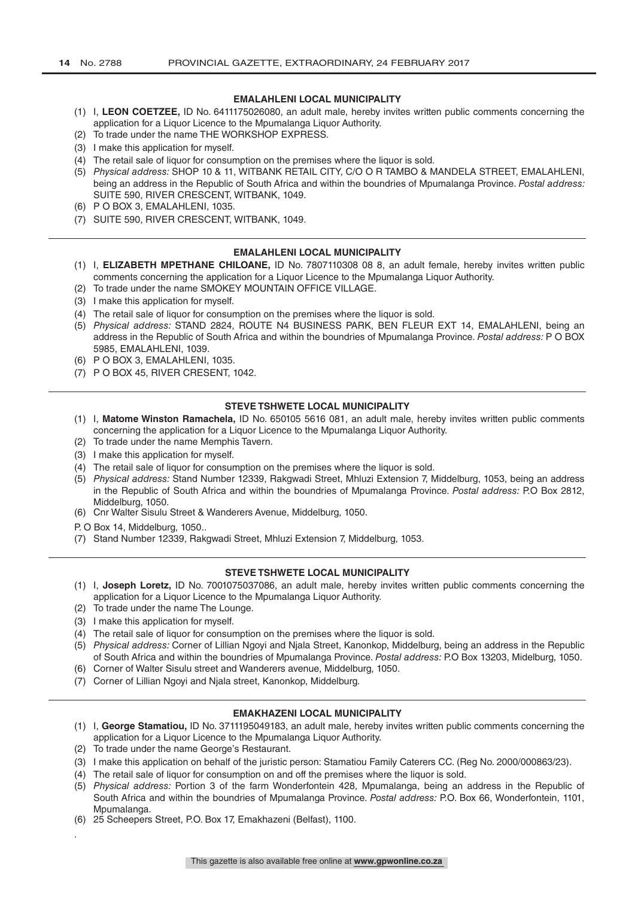### EMALAHLENI LOCAL MUNICIPALITY

(1) I, **LEON COETZEE,** ID No. 6411175026080, an adult male, hereby invites written public comments concerning the application for a Liquor Licence to the Mpumalanga Liquor Authority.
(2) To trade under the name THE WORKSHOP EXPRESS.
(3) I make this application for myself.
(4) The retail sale of liquor for consumption on the premises where the liquor is sold.
(5) *Physical address:* SHOP 10 & 11, WITBANK RETAIL CITY, C/O O R TAMBO & MANDELA STREET, EMALAHLENI, being an address in the Republic of South Africa and within the boundries of Mpumalanga Province. *Postal address:* SUITE 590, RIVER CRESCENT, WITBANK, 1049.
(6) P O BOX 3, EMALAHLENI, 1035.
(7) SUITE 590, RIVER CRESCENT, WITBANK, 1049.

---

### EMALAHLENI LOCAL MUNICIPALITY

(1) I, **ELIZABETH MPETHANE CHILOANE,** ID No. 7807110308 08 8, an adult female, hereby invites written public comments concerning the application for a Liquor Licence to the Mpumalanga Liquor Authority.
(2) To trade under the name SMOKEY MOUNTAIN OFFICE VILLAGE.
(3) I make this application for myself.
(4) The retail sale of liquor for consumption on the premises where the liquor is sold.
(5) *Physical address:* STAND 2824, ROUTE N4 BUSINESS PARK, BEN FLEUR EXT 14, EMALAHLENI, being an address in the Republic of South Africa and within the boundries of Mpumalanga Province. *Postal address:* P O BOX 5985, EMALAHLENI, 1039.
(6) P O BOX 3, EMALAHLENI, 1035.
(7) P O BOX 45, RIVER CRESENT, 1042.

---

### STEVE TSHWETE LOCAL MUNICIPALITY

(1) I, **Matome Winston Ramachela,** ID No. 650105 5616 081, an adult male, hereby invites written public comments concerning the application for a Liquor Licence to the Mpumalanga Liquor Authority.
(2) To trade under the name Memphis Tavern.
(3) I make this application for myself.
(4) The retail sale of liquor for consumption on the premises where the liquor is sold.
(5) *Physical address:* Stand Number 12339, Rakgwadi Street, Mhluzi Extension 7, Middelburg, 1053, being an address in the Republic of South Africa and within the boundries of Mpumalanga Province. *Postal address:* P.O Box 2812, Middelburg, 1050.
(6) Cnr Walter Sisulu Street & Wanderers Avenue, Middelburg, 1050.

P. O Box 14, Middelburg, 1050..

(7) Stand Number 12339, Rakgwadi Street, Mhluzi Extension 7, Middelburg, 1053.

---

### STEVE TSHWETE LOCAL MUNICIPALITY

(1) I, **Joseph Loretz,** ID No. 7001075037086, an adult male, hereby invites written public comments concerning the application for a Liquor Licence to the Mpumalanga Liquor Authority.
(2) To trade under the name The Lounge.
(3) I make this application for myself.
(4) The retail sale of liquor for consumption on the premises where the liquor is sold.
(5) *Physical address:* Corner of Lillian Ngoyi and Njala Street, Kanonkop, Middelburg, being an address in the Republic of South Africa and within the boundries of Mpumalanga Province. *Postal address:* P.O Box 13203, Midelburg, 1050.
(6) Corner of Walter Sisulu street and Wanderers avenue, Middelburg, 1050.
(7) Corner of Lillian Ngoyi and Njala street, Kanonkop, Middelburg.

---

### EMAKHAZENI LOCAL MUNICIPALITY

(1) I, **George Stamatiou,** ID No. 3711195049183, an adult male, hereby invites written public comments concerning the application for a Liquor Licence to the Mpumalanga Liquor Authority.
(2) To trade under the name George's Restaurant.
(3) I make this application on behalf of the juristic person: Stamatiou Family Caterers CC. (Reg No. 2000/000863/23).
(4) The retail sale of liquor for consumption on and off the premises where the liquor is sold.
(5) *Physical address:* Portion 3 of the farm Wonderfontein 428, Mpumalanga, being an address in the Republic of South Africa and within the boundries of Mpumalanga Province. *Postal address:* P.O. Box 66, Wonderfontein, 1101, Mpumalanga.
(6) 25 Scheepers Street, P.O. Box 17, Emakhazeni (Belfast), 1100.

.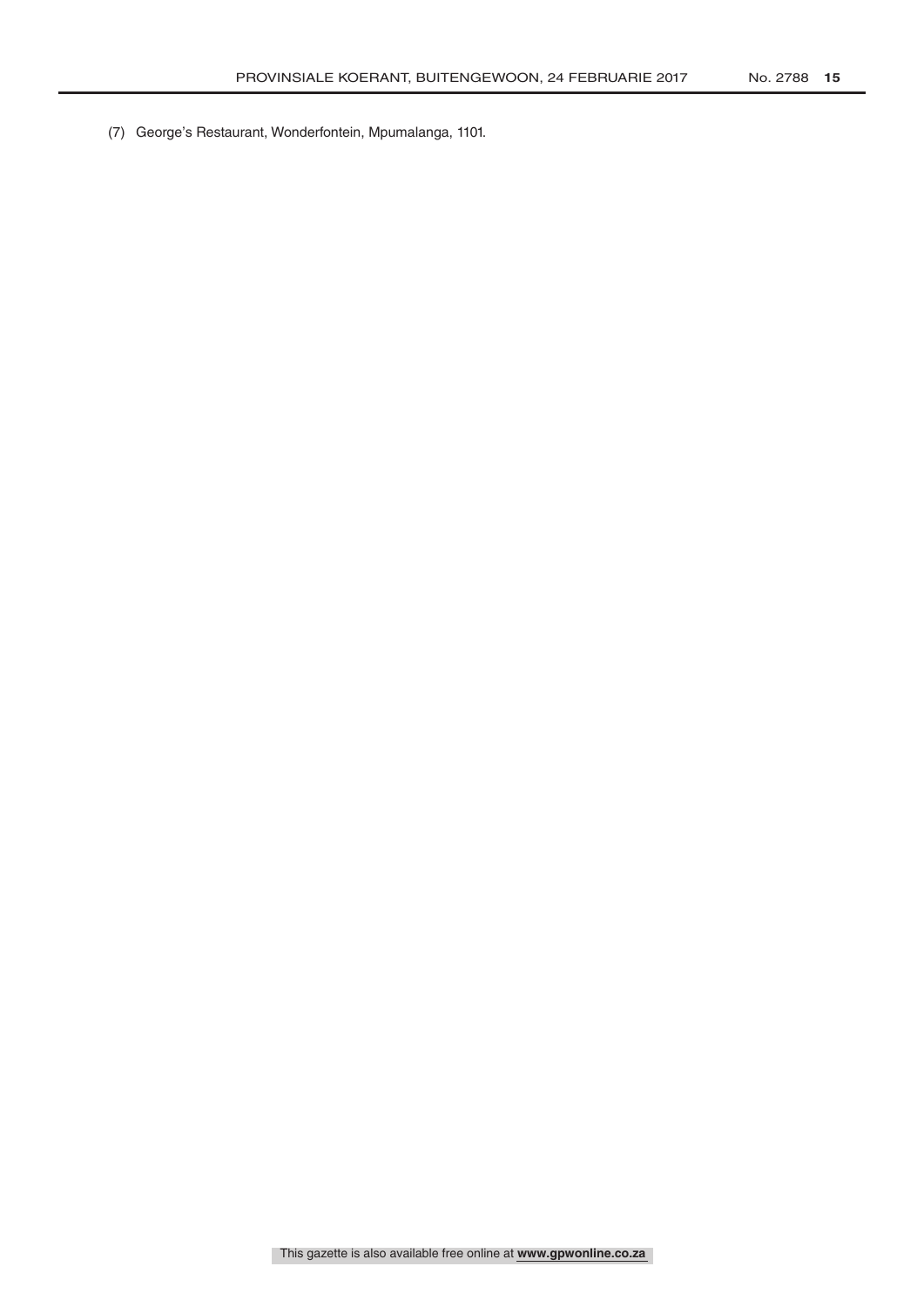(7) George's Restaurant, Wonderfontein, Mpumalanga, 1101.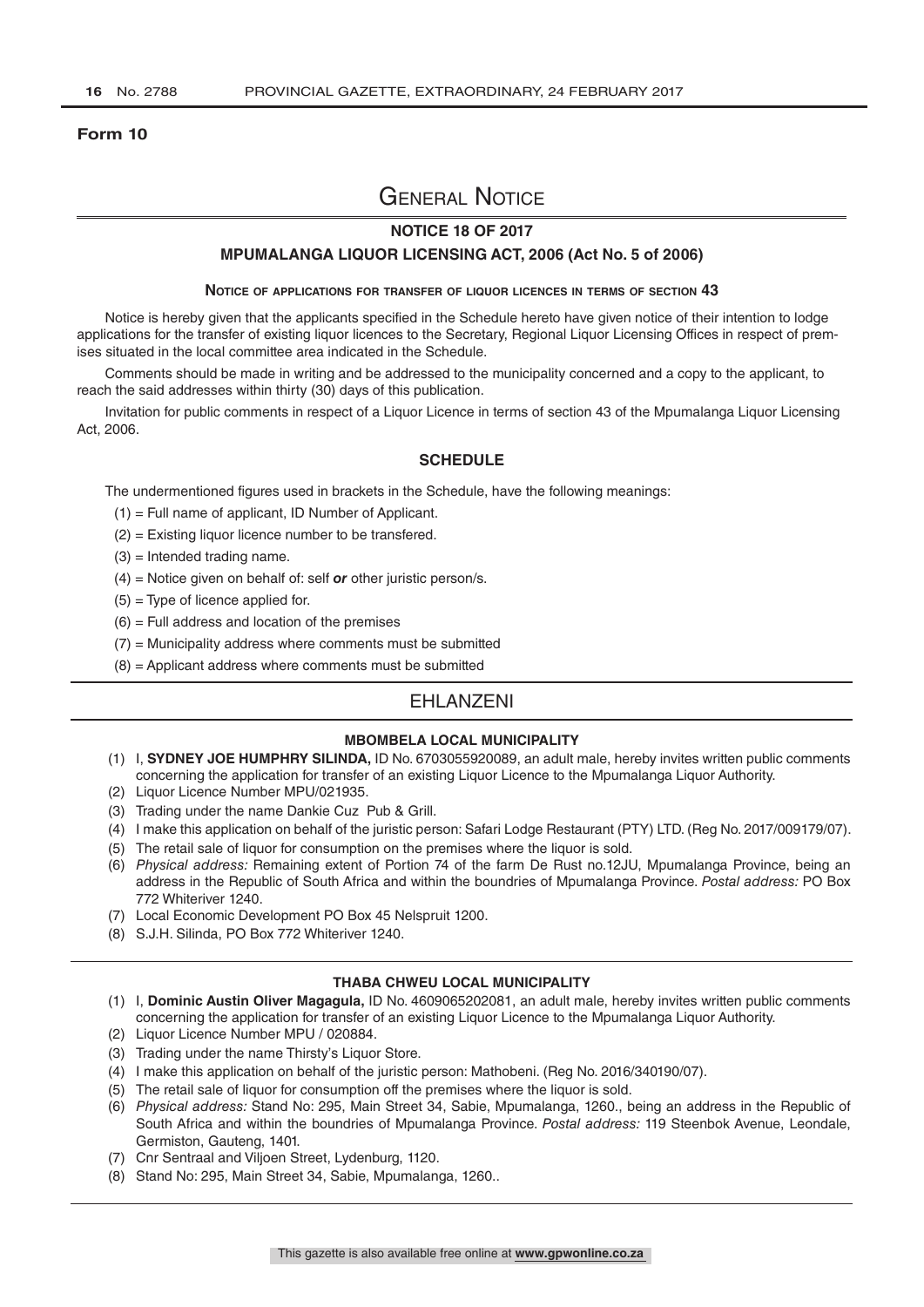**Form 10**

# General Notice

## NOTICE 18 OF 2017

## MPUMALANGA LIQUOR LICENSING ACT, 2006 (Act No. 5 of 2006)

### Notice of applications for transfer of liquor licences in terms of section 43

Notice is hereby given that the applicants specified in the Schedule hereto have given notice of their intention to lodge applications for the transfer of existing liquor licences to the Secretary, Regional Liquor Licensing Offices in respect of premises situated in the local committee area indicated in the Schedule.

Comments should be made in writing and be addressed to the municipality concerned and a copy to the applicant, to reach the said addresses within thirty (30) days of this publication.

Invitation for public comments in respect of a Liquor Licence in terms of section 43 of the Mpumalanga Liquor Licensing Act, 2006.

### SCHEDULE

The undermentioned figures used in brackets in the Schedule, have the following meanings:

(1) = Full name of applicant, ID Number of Applicant.

(2) = Existing liquor licence number to be transfered.

(3) = Intended trading name.

(4) = Notice given on behalf of: self ***or*** other juristic person/s.

(5) = Type of licence applied for.

(6) = Full address and location of the premises

(7) = Municipality address where comments must be submitted

(8) = Applicant address where comments must be submitted

## EHLANZENI

### MBOMBELA LOCAL MUNICIPALITY

(1) I, **SYDNEY JOE HUMPHRY SILINDA,** ID No. 6703055920089, an adult male, hereby invites written public comments concerning the application for transfer of an existing Liquor Licence to the Mpumalanga Liquor Authority.

(2) Liquor Licence Number MPU/021935.

(3) Trading under the name Dankie Cuz Pub & Grill.

(4) I make this application on behalf of the juristic person: Safari Lodge Restaurant (PTY) LTD. (Reg No. 2017/009179/07).

(5) The retail sale of liquor for consumption on the premises where the liquor is sold.

(6) *Physical address:* Remaining extent of Portion 74 of the farm De Rust no.12JU, Mpumalanga Province, being an address in the Republic of South Africa and within the boundries of Mpumalanga Province. *Postal address:* PO Box 772 Whiteriver 1240.

(7) Local Economic Development PO Box 45 Nelspruit 1200.

(8) S.J.H. Silinda, PO Box 772 Whiteriver 1240.

### THABA CHWEU LOCAL MUNICIPALITY

(1) I, **Dominic Austin Oliver Magagula,** ID No. 4609065202081, an adult male, hereby invites written public comments concerning the application for transfer of an existing Liquor Licence to the Mpumalanga Liquor Authority.

(2) Liquor Licence Number MPU / 020884.

(3) Trading under the name Thirsty's Liquor Store.

(4) I make this application on behalf of the juristic person: Mathobeni. (Reg No. 2016/340190/07).

(5) The retail sale of liquor for consumption off the premises where the liquor is sold.

(6) *Physical address:* Stand No: 295, Main Street 34, Sabie, Mpumalanga, 1260., being an address in the Republic of South Africa and within the boundries of Mpumalanga Province. *Postal address:* 119 Steenbok Avenue, Leondale, Germiston, Gauteng, 1401.

(7) Cnr Sentraal and Viljoen Street, Lydenburg, 1120.

(8) Stand No: 295, Main Street 34, Sabie, Mpumalanga, 1260..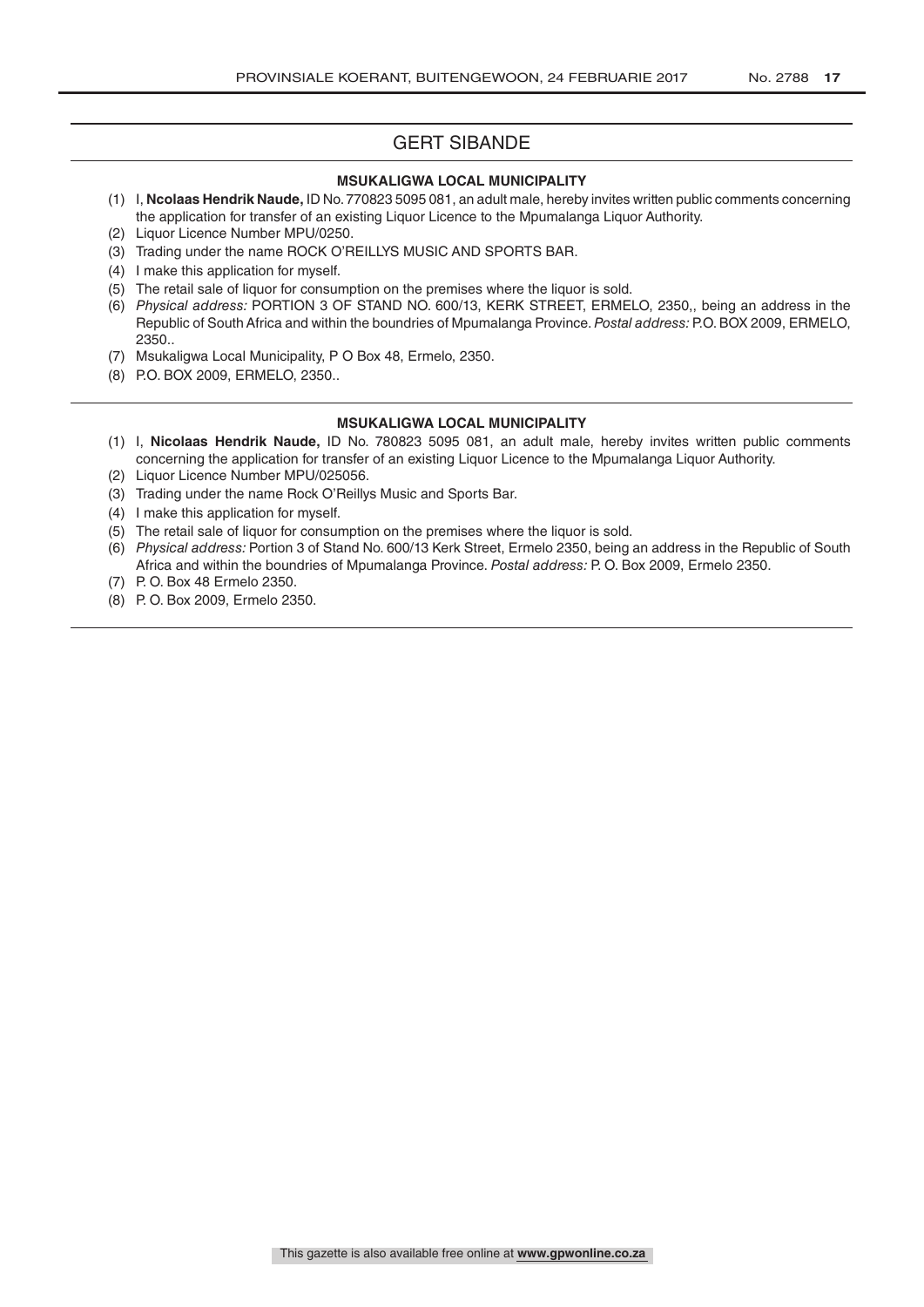## GERT SIBANDE

### MSUKALIGWA LOCAL MUNICIPALITY

(1) I, **Ncolaas Hendrik Naude,** ID No. 770823 5095 081, an adult male, hereby invites written public comments concerning the application for transfer of an existing Liquor Licence to the Mpumalanga Liquor Authority.

(2) Liquor Licence Number MPU/0250.

(3) Trading under the name ROCK O'REILLYS MUSIC AND SPORTS BAR.

(4) I make this application for myself.

(5) The retail sale of liquor for consumption on the premises where the liquor is sold.

(6) *Physical address:* PORTION 3 OF STAND NO. 600/13, KERK STREET, ERMELO, 2350,, being an address in the Republic of South Africa and within the boundries of Mpumalanga Province. *Postal address:* P.O. BOX 2009, ERMELO, 2350..

(7) Msukaligwa Local Municipality, P O Box 48, Ermelo, 2350.

(8) P.O. BOX 2009, ERMELO, 2350..

### MSUKALIGWA LOCAL MUNICIPALITY

(1) I, **Nicolaas Hendrik Naude,** ID No. 780823 5095 081, an adult male, hereby invites written public comments concerning the application for transfer of an existing Liquor Licence to the Mpumalanga Liquor Authority.

(2) Liquor Licence Number MPU/025056.

(3) Trading under the name Rock O'Reillys Music and Sports Bar.

(4) I make this application for myself.

(5) The retail sale of liquor for consumption on the premises where the liquor is sold.

(6) *Physical address:* Portion 3 of Stand No. 600/13 Kerk Street, Ermelo 2350, being an address in the Republic of South Africa and within the boundries of Mpumalanga Province. *Postal address:* P. O. Box 2009, Ermelo 2350.

(7) P. O. Box 48 Ermelo 2350.

(8) P. O. Box 2009, Ermelo 2350.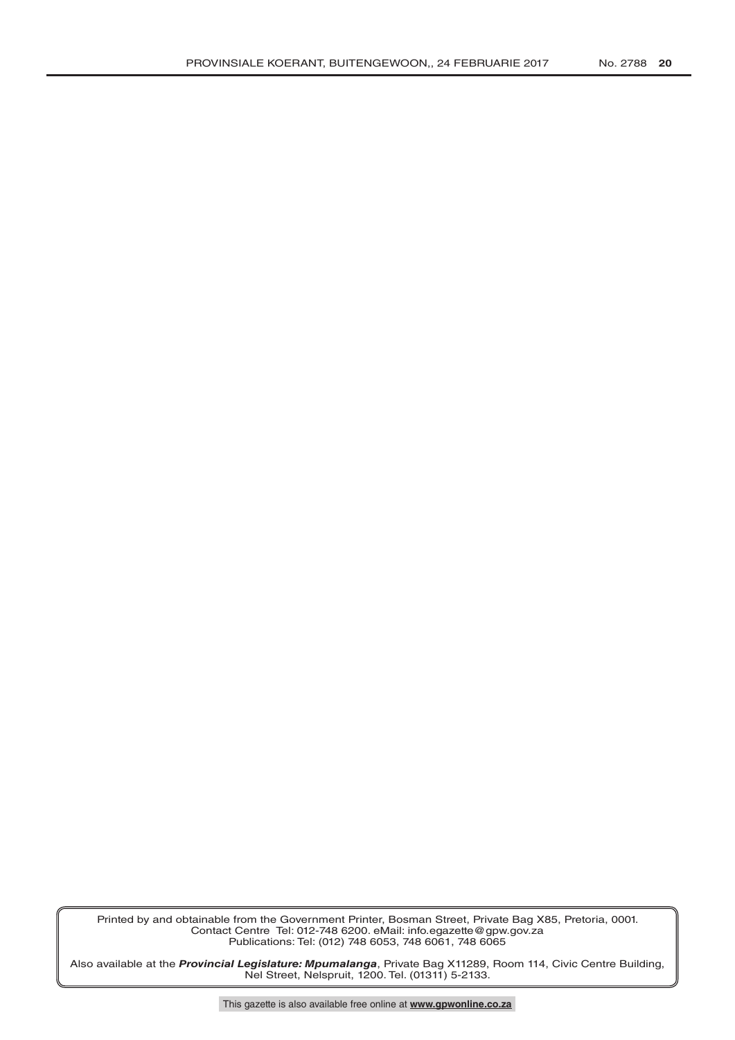Printed by and obtainable from the Government Printer, Bosman Street, Private Bag X85, Pretoria, 0001.
Contact Centre Tel: 012-748 6200. eMail: info.egazette@gpw.gov.za
Publications: Tel: (012) 748 6053, 748 6061, 748 6065

Also available at the ***Provincial Legislature: Mpumalanga***, Private Bag X11289, Room 114, Civic Centre Building, Nel Street, Nelspruit, 1200. Tel. (01311) 5-2133.

This gazette is also available free online at **www.gpwonline.co.za**